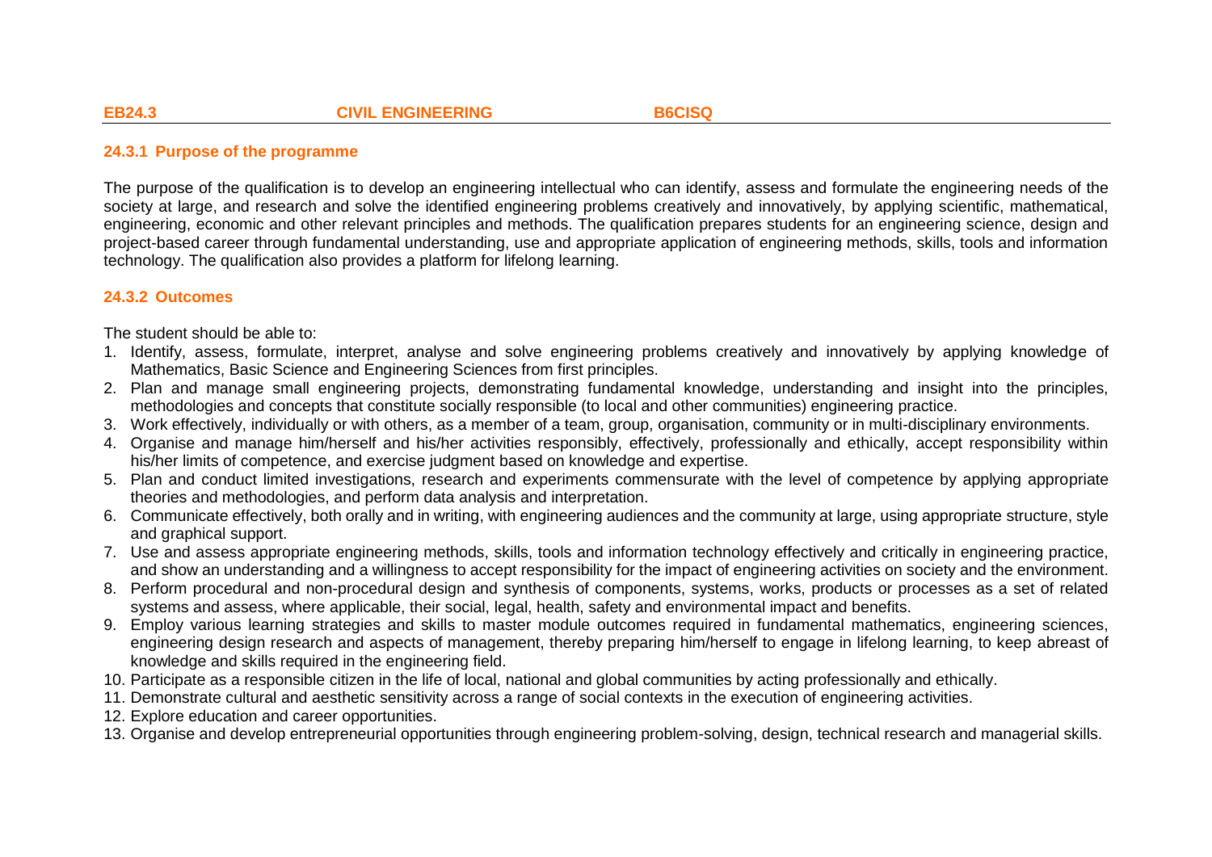**EB24.3 CIVIL ENGINEERING B6CISQ**

### 24.3.1 Purpose of the programme

The purpose of the qualification is to develop an engineering intellectual who can identify, assess and formulate the engineering needs of the society at large, and research and solve the identified engineering problems creatively and innovatively, by applying scientific, mathematical, engineering, economic and other relevant principles and methods. The qualification prepares students for an engineering science, design and project-based career through fundamental understanding, use and appropriate application of engineering methods, skills, tools and information technology. The qualification also provides a platform for lifelong learning.

### 24.3.2 Outcomes

The student should be able to:

1. Identify, assess, formulate, interpret, analyse and solve engineering problems creatively and innovatively by applying knowledge of Mathematics, Basic Science and Engineering Sciences from first principles.
2. Plan and manage small engineering projects, demonstrating fundamental knowledge, understanding and insight into the principles, methodologies and concepts that constitute socially responsible (to local and other communities) engineering practice.
3. Work effectively, individually or with others, as a member of a team, group, organisation, community or in multi-disciplinary environments.
4. Organise and manage him/herself and his/her activities responsibly, effectively, professionally and ethically, accept responsibility within his/her limits of competence, and exercise judgment based on knowledge and expertise.
5. Plan and conduct limited investigations, research and experiments commensurate with the level of competence by applying appropriate theories and methodologies, and perform data analysis and interpretation.
6. Communicate effectively, both orally and in writing, with engineering audiences and the community at large, using appropriate structure, style and graphical support.
7. Use and assess appropriate engineering methods, skills, tools and information technology effectively and critically in engineering practice, and show an understanding and a willingness to accept responsibility for the impact of engineering activities on society and the environment.
8. Perform procedural and non-procedural design and synthesis of components, systems, works, products or processes as a set of related systems and assess, where applicable, their social, legal, health, safety and environmental impact and benefits.
9. Employ various learning strategies and skills to master module outcomes required in fundamental mathematics, engineering sciences, engineering design research and aspects of management, thereby preparing him/herself to engage in lifelong learning, to keep abreast of knowledge and skills required in the engineering field.
10. Participate as a responsible citizen in the life of local, national and global communities by acting professionally and ethically.
11. Demonstrate cultural and aesthetic sensitivity across a range of social contexts in the execution of engineering activities.
12. Explore education and career opportunities.
13. Organise and develop entrepreneurial opportunities through engineering problem-solving, design, technical research and managerial skills.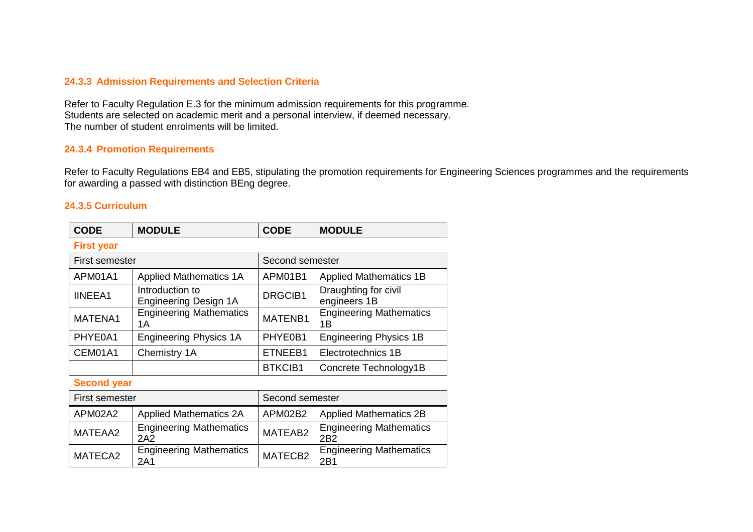### 24.3.3 Admission Requirements and Selection Criteria

Refer to Faculty Regulation E.3 for the minimum admission requirements for this programme.
Students are selected on academic merit and a personal interview, if deemed necessary.
The number of student enrolments will be limited.

### 24.3.4 Promotion Requirements

Refer to Faculty Regulations EB4 and EB5, stipulating the promotion requirements for Engineering Sciences programmes and the requirements for awarding a passed with distinction BEng degree.

### 24.3.5 Curriculum

| CODE | MODULE | CODE | MODULE |
|---|---|---|---|
| **First year** | | | |
| First semester | | Second semester | |
| APM01A1 | Applied Mathematics 1A | APM01B1 | Applied Mathematics 1B |
| IINEEA1 | Introduction to Engineering Design 1A | DRGCIB1 | Draughting for civil engineers 1B |
| MATENA1 | Engineering Mathematics 1A | MATENB1 | Engineering Mathematics 1B |
| PHYE0A1 | Engineering Physics 1A | PHYE0B1 | Engineering Physics 1B |
| CEM01A1 | Chemistry 1A | ETNEEB1 | Electrotechnics 1B |
| | | BTKCIB1 | Concrete Technology1B |
| **Second year** | | | |
| First semester | | Second semester | |
| APM02A2 | Applied Mathematics 2A | APM02B2 | Applied Mathematics 2B |
| MATEAA2 | Engineering Mathematics 2A2 | MATEAB2 | Engineering Mathematics 2B2 |
| MATECA2 | Engineering Mathematics 2A1 | MATECB2 | Engineering Mathematics 2B1 |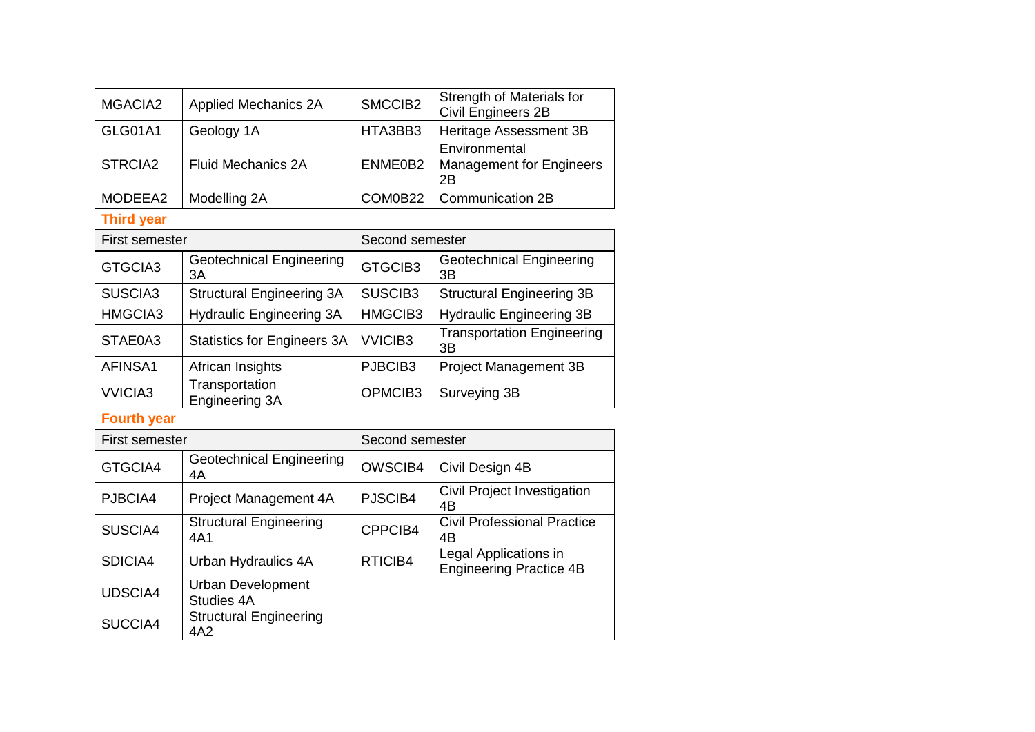| | | | |
|---|---|---|---|
| MGACIA2 | Applied Mechanics 2A | SMCCIB2 | Strength of Materials for Civil Engineers 2B |
| GLG01A1 | Geology 1A | HTA3BB3 | Heritage Assessment 3B |
| STRCIA2 | Fluid Mechanics 2A | ENME0B2 | Environmental Management for Engineers 2B |
| MODEEA2 | Modelling 2A | COM0B22 | Communication 2B |

**Third year**

| First semester | | Second semester | |
|---|---|---|---|
| GTGCIA3 | Geotechnical Engineering 3A | GTGCIB3 | Geotechnical Engineering 3B |
| SUSCIA3 | Structural Engineering 3A | SUSCIB3 | Structural Engineering 3B |
| HMGCIA3 | Hydraulic Engineering 3A | HMGCIB3 | Hydraulic Engineering 3B |
| STAE0A3 | Statistics for Engineers 3A | VVICIB3 | Transportation Engineering 3B |
| AFINSA1 | African Insights | PJBCIB3 | Project Management 3B |
| VVICIA3 | Transportation Engineering 3A | OPMCIB3 | Surveying 3B |

**Fourth year**

| First semester | | Second semester | |
|---|---|---|---|
| GTGCIA4 | Geotechnical Engineering 4A | OWSCIB4 | Civil Design 4B |
| PJBCIA4 | Project Management 4A | PJSCIB4 | Civil Project Investigation 4B |
| SUSCIA4 | Structural Engineering 4A1 | CPPCIB4 | Civil Professional Practice 4B |
| SDICIA4 | Urban Hydraulics 4A | RTICIB4 | Legal Applications in Engineering Practice 4B |
| UDSCIA4 | Urban Development Studies 4A | | |
| SUCCIA4 | Structural Engineering 4A2 | | |